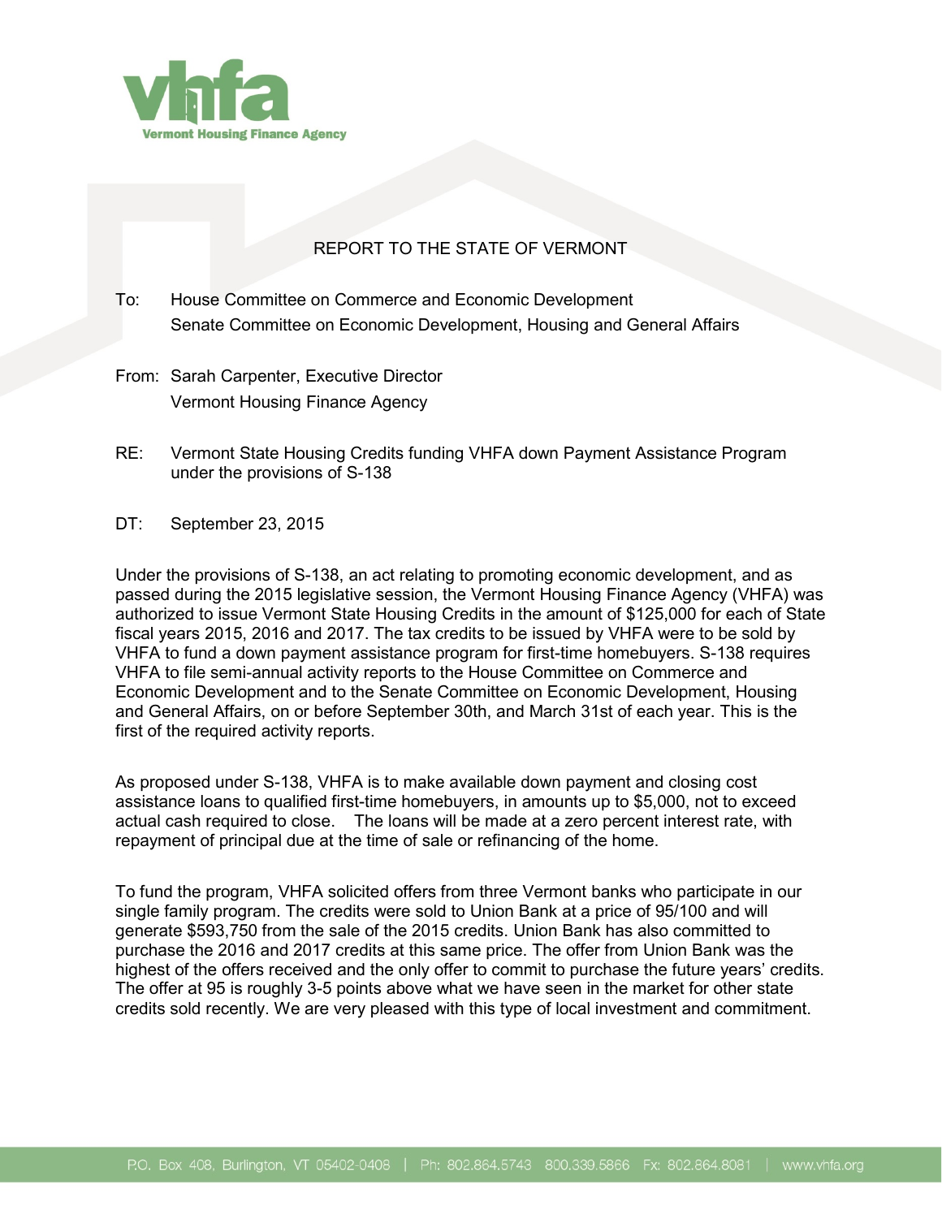vhfa
Vermont Housing Finance Agency

# REPORT TO THE STATE OF VERMONT

To: House Committee on Commerce and Economic Development
Senate Committee on Economic Development, Housing and General Affairs

From: Sarah Carpenter, Executive Director
Vermont Housing Finance Agency

RE: Vermont State Housing Credits funding VHFA down Payment Assistance Program under the provisions of S-138

DT: September 23, 2015

Under the provisions of S-138, an act relating to promoting economic development, and as passed during the 2015 legislative session, the Vermont Housing Finance Agency (VHFA) was authorized to issue Vermont State Housing Credits in the amount of $125,000 for each of State fiscal years 2015, 2016 and 2017. The tax credits to be issued by VHFA were to be sold by VHFA to fund a down payment assistance program for first-time homebuyers. S-138 requires VHFA to file semi-annual activity reports to the House Committee on Commerce and Economic Development and to the Senate Committee on Economic Development, Housing and General Affairs, on or before September 30th, and March 31st of each year. This is the first of the required activity reports.

As proposed under S-138, VHFA is to make available down payment and closing cost assistance loans to qualified first-time homebuyers, in amounts up to $5,000, not to exceed actual cash required to close. The loans will be made at a zero percent interest rate, with repayment of principal due at the time of sale or refinancing of the home.

To fund the program, VHFA solicited offers from three Vermont banks who participate in our single family program. The credits were sold to Union Bank at a price of 95/100 and will generate $593,750 from the sale of the 2015 credits. Union Bank has also committed to purchase the 2016 and 2017 credits at this same price. The offer from Union Bank was the highest of the offers received and the only offer to commit to purchase the future years' credits. The offer at 95 is roughly 3-5 points above what we have seen in the market for other state credits sold recently. We are very pleased with this type of local investment and commitment.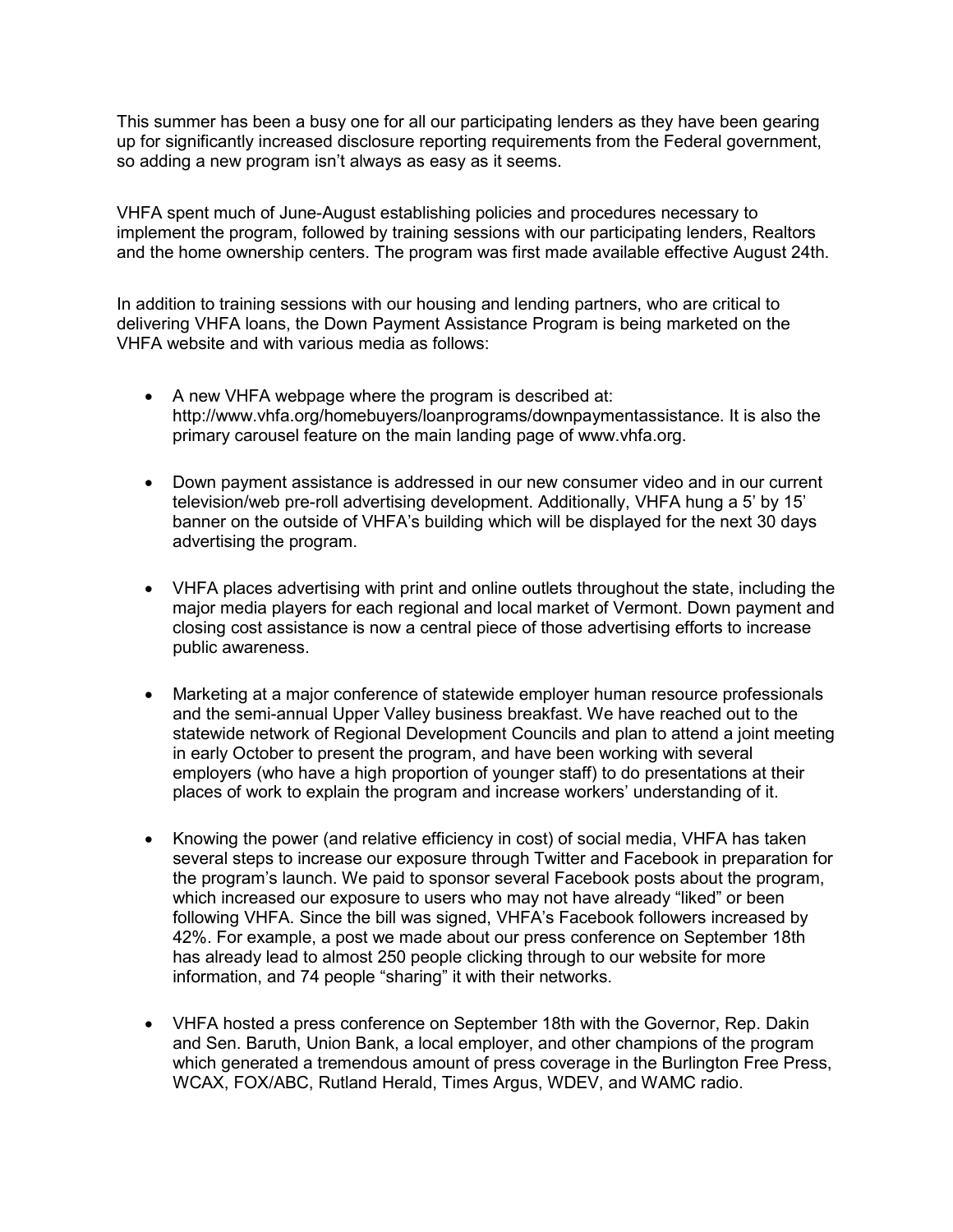This summer has been a busy one for all our participating lenders as they have been gearing up for significantly increased disclosure reporting requirements from the Federal government, so adding a new program isn't always as easy as it seems.

VHFA spent much of June-August establishing policies and procedures necessary to implement the program, followed by training sessions with our participating lenders, Realtors and the home ownership centers. The program was first made available effective August 24th.

In addition to training sessions with our housing and lending partners, who are critical to delivering VHFA loans, the Down Payment Assistance Program is being marketed on the VHFA website and with various media as follows:

- A new VHFA webpage where the program is described at: http://www.vhfa.org/homebuyers/loanprograms/downpaymentassistance. It is also the primary carousel feature on the main landing page of www.vhfa.org.

- Down payment assistance is addressed in our new consumer video and in our current television/web pre-roll advertising development. Additionally, VHFA hung a 5' by 15' banner on the outside of VHFA's building which will be displayed for the next 30 days advertising the program.

- VHFA places advertising with print and online outlets throughout the state, including the major media players for each regional and local market of Vermont. Down payment and closing cost assistance is now a central piece of those advertising efforts to increase public awareness.

- Marketing at a major conference of statewide employer human resource professionals and the semi-annual Upper Valley business breakfast. We have reached out to the statewide network of Regional Development Councils and plan to attend a joint meeting in early October to present the program, and have been working with several employers (who have a high proportion of younger staff) to do presentations at their places of work to explain the program and increase workers' understanding of it.

- Knowing the power (and relative efficiency in cost) of social media, VHFA has taken several steps to increase our exposure through Twitter and Facebook in preparation for the program's launch. We paid to sponsor several Facebook posts about the program, which increased our exposure to users who may not have already "liked" or been following VHFA. Since the bill was signed, VHFA's Facebook followers increased by 42%. For example, a post we made about our press conference on September 18th has already lead to almost 250 people clicking through to our website for more information, and 74 people "sharing" it with their networks.

- VHFA hosted a press conference on September 18th with the Governor, Rep. Dakin and Sen. Baruth, Union Bank, a local employer, and other champions of the program which generated a tremendous amount of press coverage in the Burlington Free Press, WCAX, FOX/ABC, Rutland Herald, Times Argus, WDEV, and WAMC radio.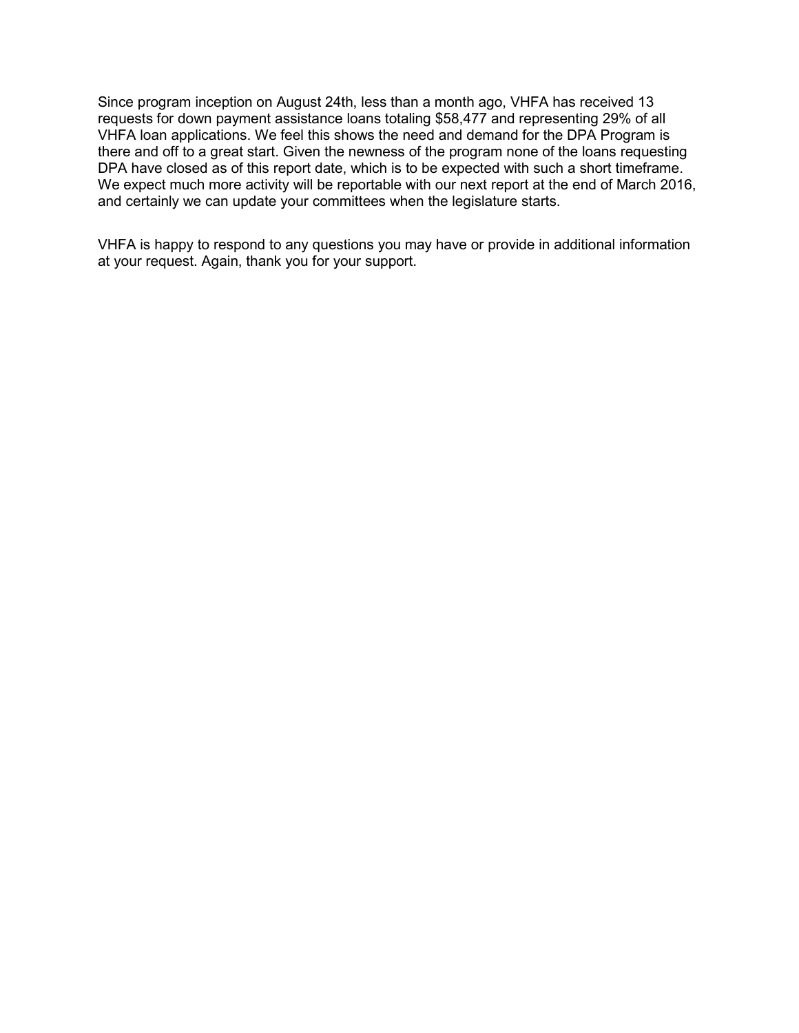Since program inception on August 24th, less than a month ago, VHFA has received 13 requests for down payment assistance loans totaling $58,477 and representing 29% of all VHFA loan applications. We feel this shows the need and demand for the DPA Program is there and off to a great start. Given the newness of the program none of the loans requesting DPA have closed as of this report date, which is to be expected with such a short timeframe. We expect much more activity will be reportable with our next report at the end of March 2016, and certainly we can update your committees when the legislature starts.

VHFA is happy to respond to any questions you may have or provide in additional information at your request. Again, thank you for your support.